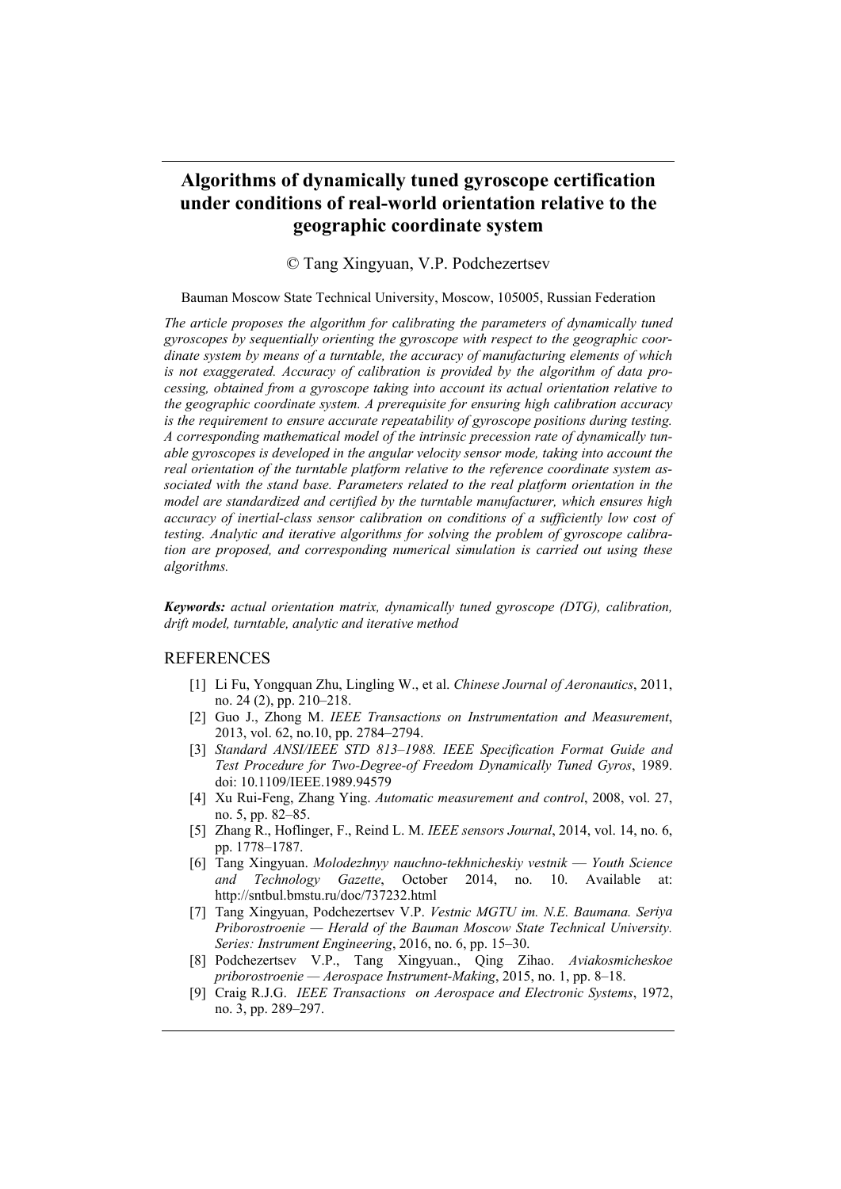# Algorithms of dynamically tuned gyroscope certification under conditions of real-world orientation relative to the geographic coordinate system

© Tang Xingyuan, V.P. Podchezertsev

Bauman Moscow State Technical University, Moscow, 105005, Russian Federation

*The article proposes the algorithm for calibrating the parameters of dynamically tuned gyroscopes by sequentially orienting the gyroscope with respect to the geographic coordinate system by means of a turntable, the accuracy of manufacturing elements of which is not exaggerated. Accuracy of calibration is provided by the algorithm of data processing, obtained from a gyroscope taking into account its actual orientation relative to the geographic coordinate system. A prerequisite for ensuring high calibration accuracy is the requirement to ensure accurate repeatability of gyroscope positions during testing. A corresponding mathematical model of the intrinsic precession rate of dynamically tunable gyroscopes is developed in the angular velocity sensor mode, taking into account the real orientation of the turntable platform relative to the reference coordinate system associated with the stand base. Parameters related to the real platform orientation in the model are standardized and certified by the turntable manufacturer, which ensures high accuracy of inertial-class sensor calibration on conditions of a sufficiently low cost of testing. Analytic and iterative algorithms for solving the problem of gyroscope calibration are proposed, and corresponding numerical simulation is carried out using these algorithms.*

***Keywords:*** *actual orientation matrix, dynamically tuned gyroscope (DTG), calibration, drift model, turntable, analytic and iterative method*

## REFERENCES

[1] Li Fu, Yongquan Zhu, Lingling W., et al. *Chinese Journal of Aeronautics*, 2011, no. 24 (2), pp. 210–218.

[2] Guo J., Zhong M. *IEEE Transactions on Instrumentation and Measurement*, 2013, vol. 62, no.10, pp. 2784–2794.

[3] *Standard ANSI/IEEE STD 813–1988. IEEE Specification Format Guide and Test Procedure for Two-Degree-of Freedom Dynamically Tuned Gyros*, 1989. doi: 10.1109/IEEE.1989.94579

[4] Xu Rui-Feng, Zhang Ying. *Automatic measurement and control*, 2008, vol. 27, no. 5, pp. 82–85.

[5] Zhang R., Hoflinger, F., Reind L. M. *IEEE sensors Journal*, 2014, vol. 14, no. 6, pp. 1778–1787.

[6] Tang Xingyuan. *Molodezhnyy nauchno-tekhnicheskiy vestnik — Youth Science and Technology Gazette*, October 2014, no. 10. Available at: http://sntbul.bmstu.ru/doc/737232.html

[7] Tang Xingyuan, Podchezertsev V.P. *Vestnic MGTU im. N.E. Baumana. Seriya Priborostroenie — Herald of the Bauman Moscow State Technical University. Series: Instrument Engineering*, 2016, no. 6, pp. 15–30.

[8] Podchezertsev V.P., Tang Xingyuan., Qing Zihao. *Aviakosmicheskoe priborostroenie — Aerospace Instrument-Making*, 2015, no. 1, pp. 8–18.

[9] Craig R.J.G. *IEEE Transactions on Aerospace and Electronic Systems*, 1972, no. 3, pp. 289–297.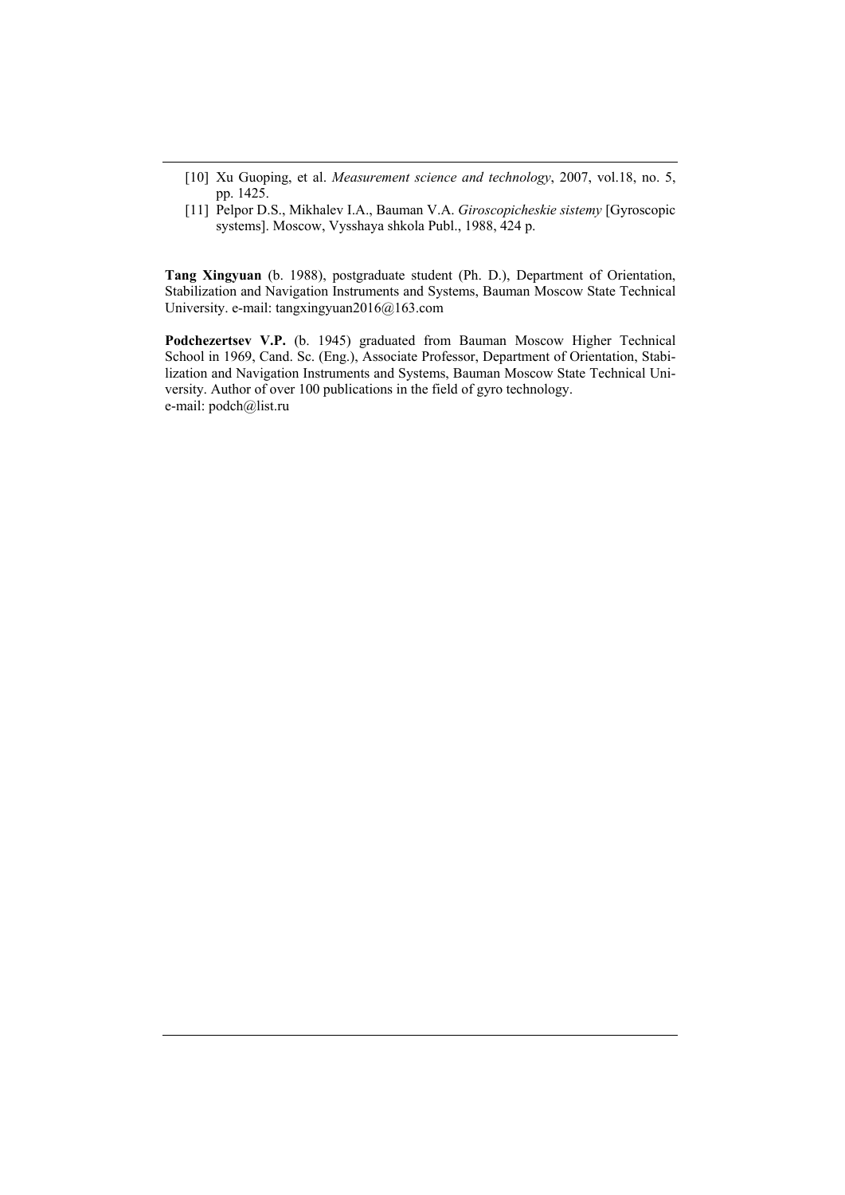[10] Xu Guoping, et al. *Measurement science and technology*, 2007, vol.18, no. 5, pp. 1425.

[11] Pelpor D.S., Mikhalev I.A., Bauman V.A. *Giroscopicheskie sistemy* [Gyroscopic systems]. Moscow, Vysshaya shkola Publ., 1988, 424 p.

**Tang Xingyuan** (b. 1988), postgraduate student (Ph. D.), Department of Orientation, Stabilization and Navigation Instruments and Systems, Bauman Moscow State Technical University. e-mail: tangxingyuan2016@163.com

**Podchezertsev V.P.** (b. 1945) graduated from Bauman Moscow Higher Technical School in 1969, Cand. Sc. (Eng.), Associate Professor, Department of Orientation, Stabilization and Navigation Instruments and Systems, Bauman Moscow State Technical University. Author of over 100 publications in the field of gyro technology.
e-mail: podch@list.ru